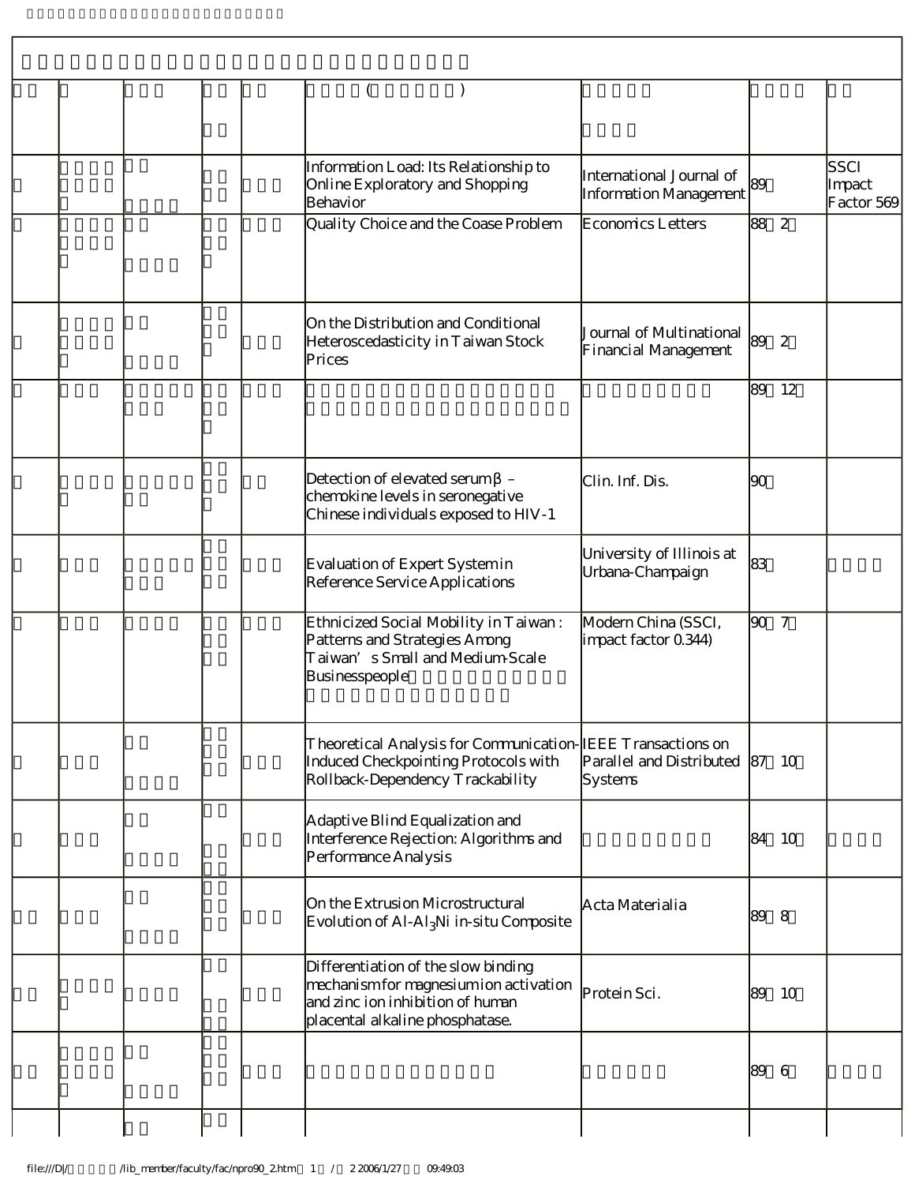| | | | | | ( ) | | | |
|---|---|---|---|---|---|---|---|---|
| | | | | | Information Load: Its Relationship to Online Exploratory and Shopping Behavior | International Journal of Information Management | 89 | SSCI Impact Factor 569 |
| | | | | | Quality Choice and the Coase Problem | Economics Letters | 88 2 | |
| | | | | | On the Distribution and Conditional Heteroscedasticity in Taiwan Stock Prices | Journal of Multinational Financial Management | 89 2 | |
| | | | | | | | 89 12 | |
| | | | | | Detection of elevated serum β –chemokine levels in seronegative Chinese individuals exposed to HIV-1 | Clin. Inf. Dis. | 90 | |
| | | | | | Evaluation of Expert System in Reference Service Applications | University of Illinois at Urbana-Champaign | 83 | |
| | | | | | Ethnicized Social Mobility in Taiwan: Patterns and Strategies Among Taiwan's Small and Medium-Scale Businesspeople | Modern China (SSCI, impact factor 0.344) | 90 7 | |
| | | | | | Theoretical Analysis for Communication-Induced Checkpointing Protocols with Rollback-Dependency Trackability | IEEE Transactions on Parallel and Distributed Systems | 87 10 | |
| | | | | | Adaptive Blind Equalization and Interference Rejection: Algorithms and Performance Analysis | | 84 10 | |
| | | | | | On the Extrusion Microstructural Evolution of Al-Al$_3$Ni in-situ Composite | Acta Materialia | 89 8 | |
| | | | | | Differentiation of the slow binding mechanism for magnesium ion activation and zinc ion inhibition of human placental alkaline phosphatase. | Protein Sci. | 89 10 | |
| | | | | | | | 89 6 | |
| | | | | | | | | |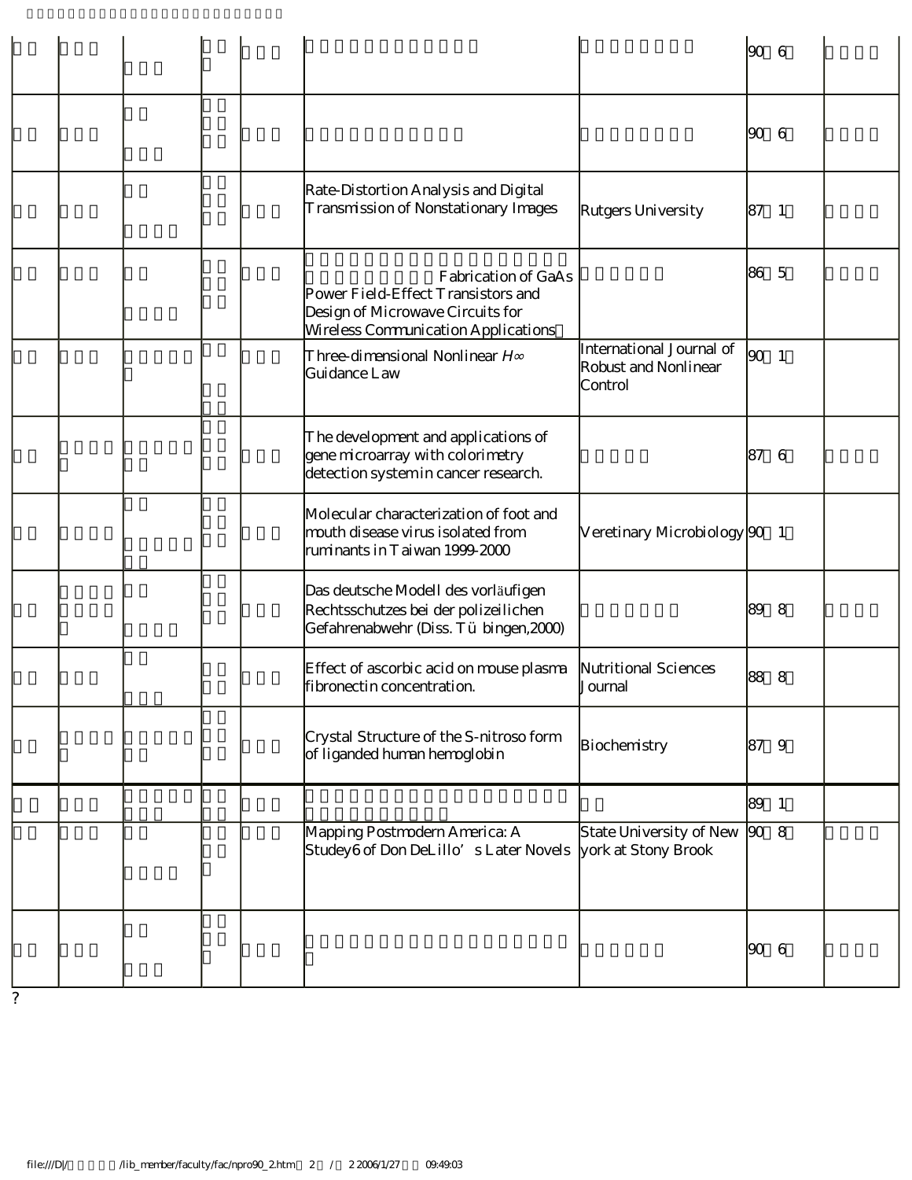| | | | | | | | | |
|---|---|---|---|---|---|---|---|---|
| | | | | | | | 90 6 | |
| | | | | | | | 90 6 | |
| | | | | | Rate-Distortion Analysis and Digital Transmission of Nonstationary Images | Rutgers University | 87 1 | |
| | | | | | Fabrication of GaAs Power Field-Effect Transistors and Design of Microwave Circuits for Wireless Communication Applications | | 86 5 | |
| | | | | | Three-dimensional Nonlinear $H\infty$ Guidance Law | International Journal of Robust and Nonlinear Control | 90 1 | |
| | | | | | The development and applications of gene microarray with colorimetry detection system in cancer research. | | 87 6 | |
| | | | | | Molecular characterization of foot and mouth disease virus isolated from ruminants in Taiwan 1999-2000 | Veretinary Microbiology | 90 1 | |
| | | | | | Das deutsche Modell des vorläufigen Rechtsschutzes bei der polizeilichen Gefahrenabwehr (Diss. Tübingen,2000) | | 89 8 | |
| | | | | | Effect of ascorbic acid on mouse plasma fibronectin concentration. | Nutritional Sciences Journal | 88 8 | |
| | | | | | Crystal Structure of the S-nitroso form of liganded human hemoglobin | Biochemistry | 87 9 | |
| | | | | | | | 89 1 | |
| | | | | | Mapping Postmodern America: A Studey6 of Don DeLillo's Later Novels | State University of New york at Stony Brook | 90 8 | |
| | | | | | | | 90 6 | |

?